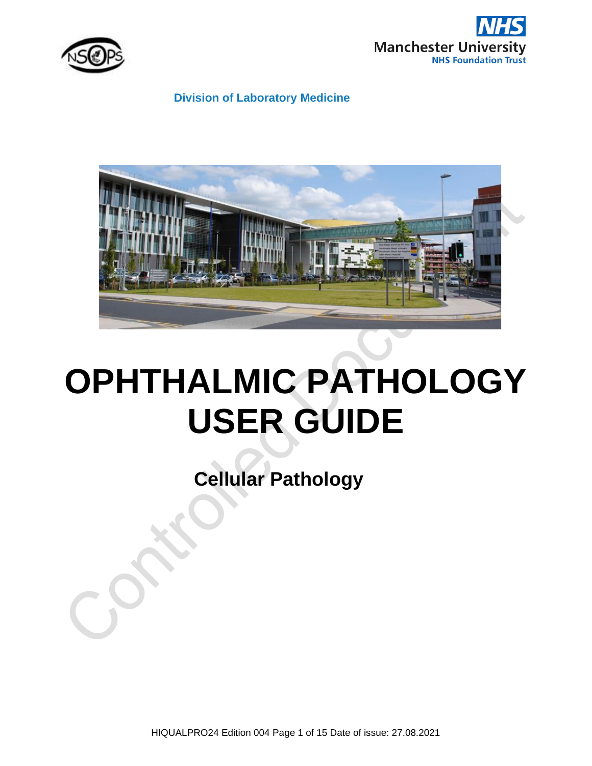**Division of Laboratory Medicine**

# OPHTHALMIC PATHOLOGY USER GUIDE

## Cellular Pathology

HIQUALPRO24 Edition 004 Page 1 of 15 Date of issue: 27.08.2021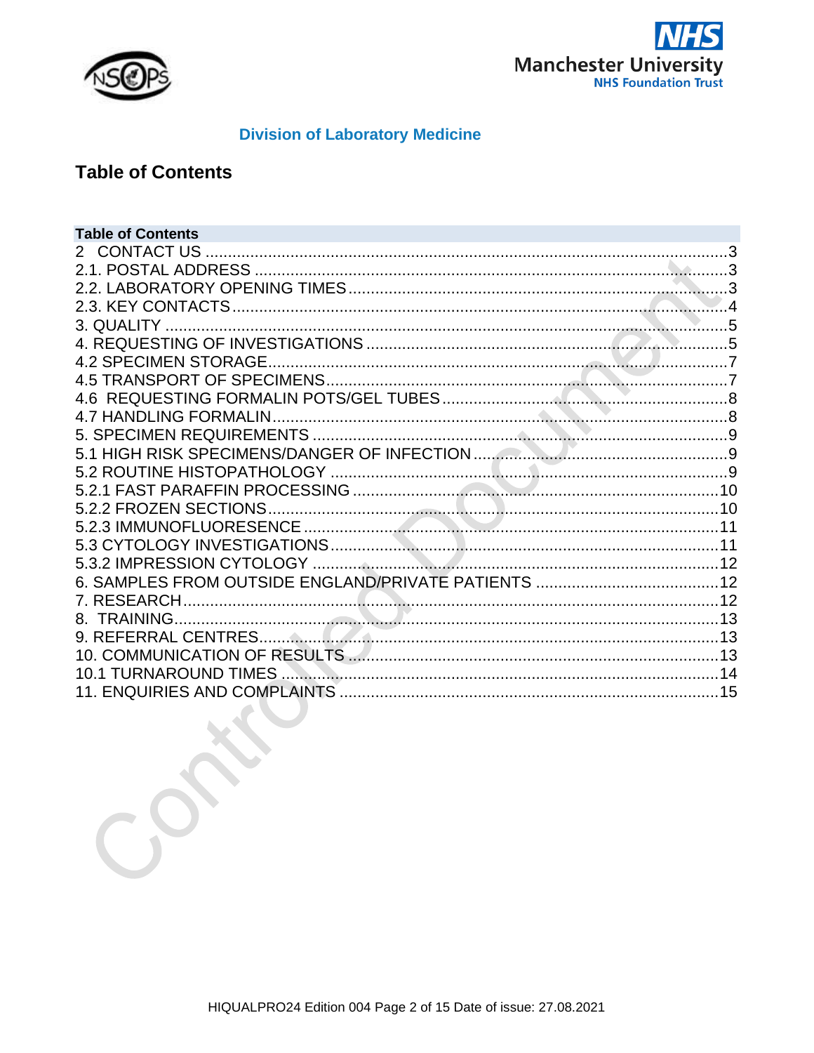Division of Laboratory Medicine

## Table of Contents

| Table of Contents | |
|---|---|
| 2 CONTACT US | 3 |
| 2.1. POSTAL ADDRESS | 3 |
| 2.2. LABORATORY OPENING TIMES | 3 |
| 2.3. KEY CONTACTS | 4 |
| 3. QUALITY | 5 |
| 4. REQUESTING OF INVESTIGATIONS | 5 |
| 4.2 SPECIMEN STORAGE | 7 |
| 4.5 TRANSPORT OF SPECIMENS | 7 |
| 4.6 REQUESTING FORMALIN POTS/GEL TUBES | 8 |
| 4.7 HANDLING FORMALIN | 8 |
| 5. SPECIMEN REQUIREMENTS | 9 |
| 5.1 HIGH RISK SPECIMENS/DANGER OF INFECTION | 9 |
| 5.2 ROUTINE HISTOPATHOLOGY | 9 |
| 5.2.1 FAST PARAFFIN PROCESSING | 10 |
| 5.2.2 FROZEN SECTIONS | 10 |
| 5.2.3 IMMUNOFLUORESENCE | 11 |
| 5.3 CYTOLOGY INVESTIGATIONS | 11 |
| 5.3.2 IMPRESSION CYTOLOGY | 12 |
| 6. SAMPLES FROM OUTSIDE ENGLAND/PRIVATE PATIENTS | 12 |
| 7. RESEARCH | 12 |
| 8. TRAINING | 13 |
| 9. REFERRAL CENTRES | 13 |
| 10. COMMUNICATION OF RESULTS | 13 |
| 10.1 TURNAROUND TIMES | 14 |
| 11. ENQUIRIES AND COMPLAINTS | 15 |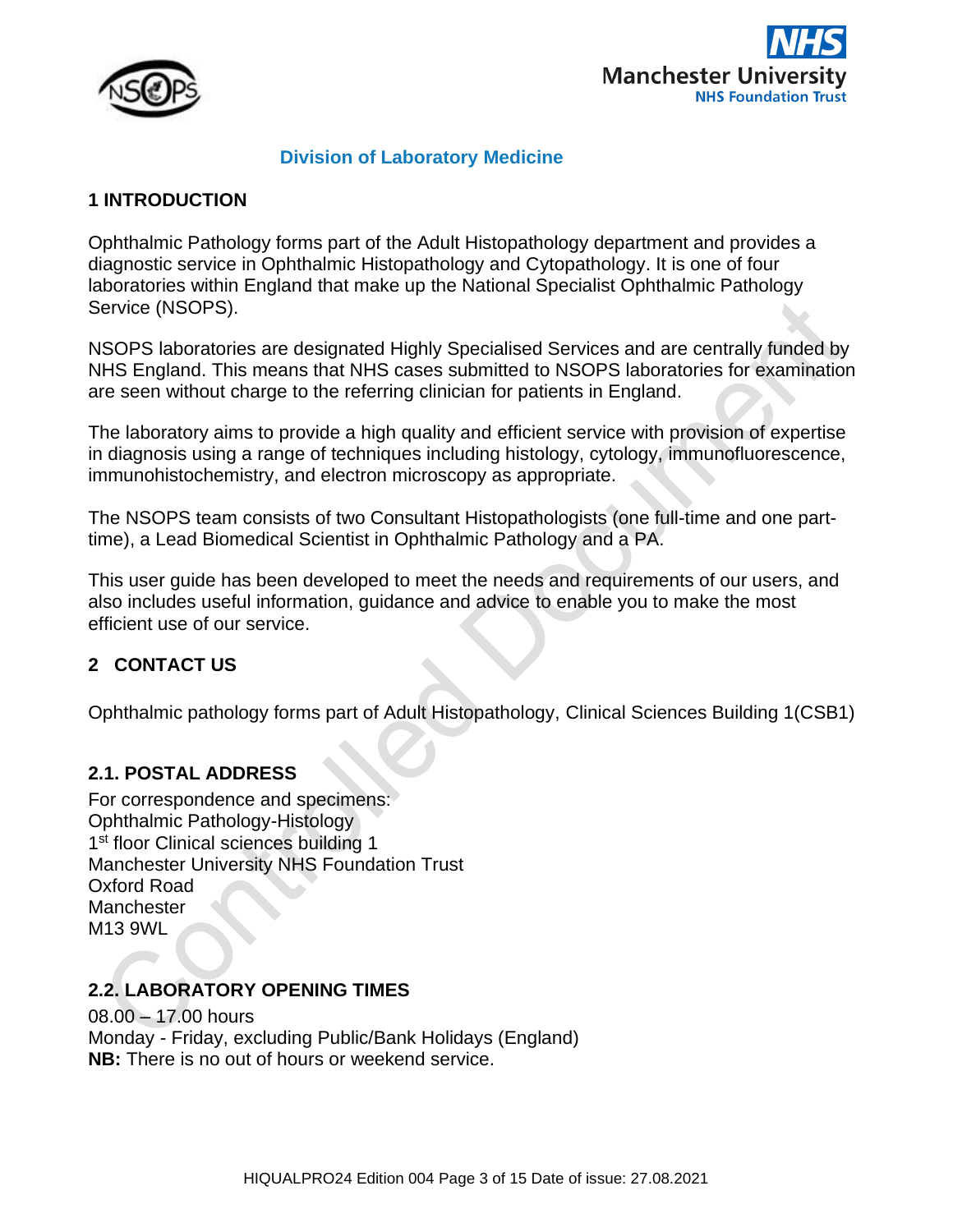## Division of Laboratory Medicine

## 1 INTRODUCTION

Ophthalmic Pathology forms part of the Adult Histopathology department and provides a diagnostic service in Ophthalmic Histopathology and Cytopathology. It is one of four laboratories within England that make up the National Specialist Ophthalmic Pathology Service (NSOPS).

NSOPS laboratories are designated Highly Specialised Services and are centrally funded by NHS England. This means that NHS cases submitted to NSOPS laboratories for examination are seen without charge to the referring clinician for patients in England.

The laboratory aims to provide a high quality and efficient service with provision of expertise in diagnosis using a range of techniques including histology, cytology, immunofluorescence, immunohistochemistry, and electron microscopy as appropriate.

The NSOPS team consists of two Consultant Histopathologists (one full-time and one part-time), a Lead Biomedical Scientist in Ophthalmic Pathology and a PA.

This user guide has been developed to meet the needs and requirements of our users, and also includes useful information, guidance and advice to enable you to make the most efficient use of our service.

## 2 CONTACT US

Ophthalmic pathology forms part of Adult Histopathology, Clinical Sciences Building 1(CSB1)

### 2.1. POSTAL ADDRESS

For correspondence and specimens:
Ophthalmic Pathology-Histology
1st floor Clinical sciences building 1
Manchester University NHS Foundation Trust
Oxford Road
Manchester
M13 9WL

### 2.2. LABORATORY OPENING TIMES

08.00 – 17.00 hours
Monday - Friday, excluding Public/Bank Holidays (England)
**NB:** There is no out of hours or weekend service.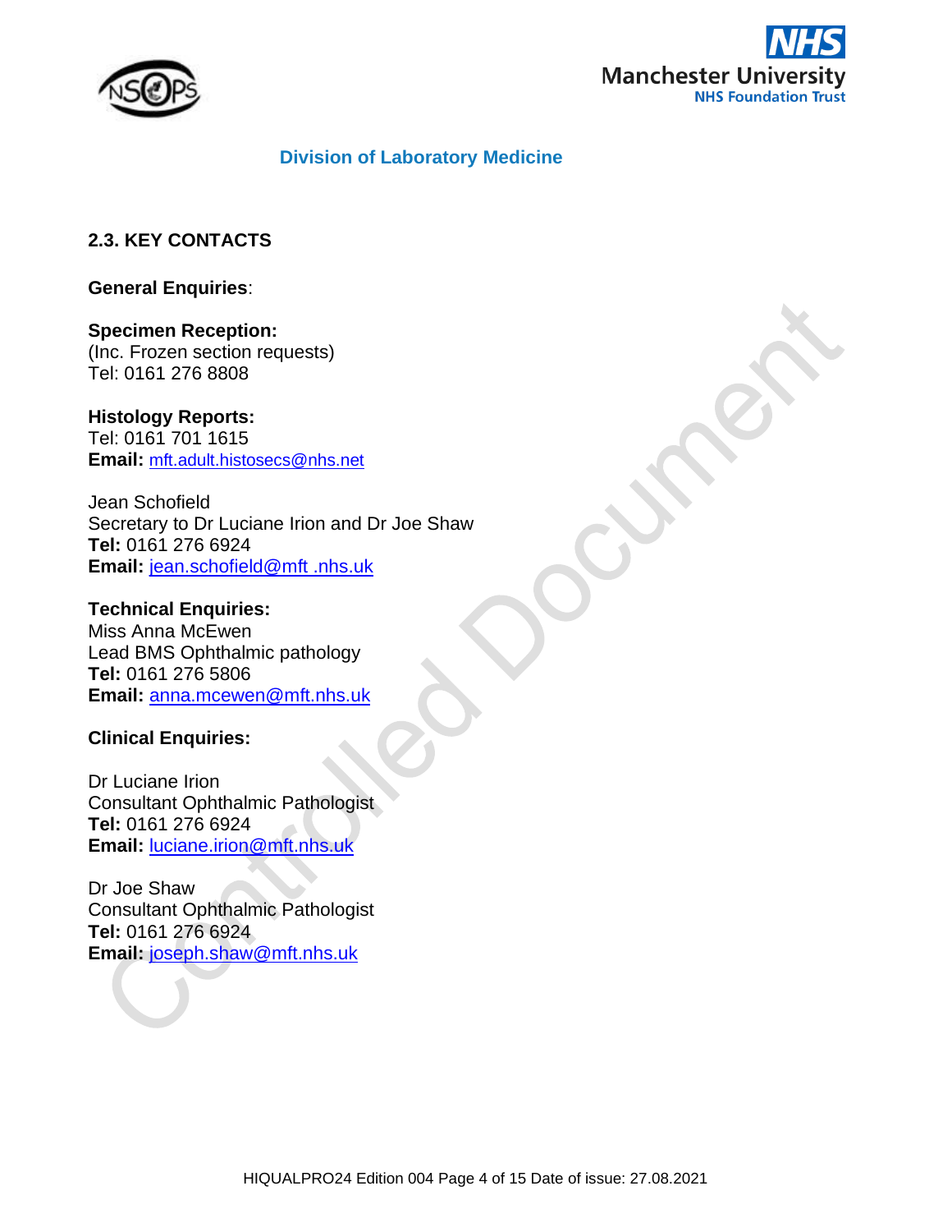**Division of Laboratory Medicine**

## 2.3. KEY CONTACTS

**General Enquiries**:

**Specimen Reception:**
(Inc. Frozen section requests)
Tel: 0161 276 8808

**Histology Reports:**
Tel: 0161 701 1615
**Email:** mft.adult.histosecs@nhs.net

Jean Schofield
Secretary to Dr Luciane Irion and Dr Joe Shaw
**Tel:** 0161 276 6924
**Email:** jean.schofield@mft .nhs.uk

**Technical Enquiries:**
Miss Anna McEwen
Lead BMS Ophthalmic pathology
**Tel:** 0161 276 5806
**Email:** anna.mcewen@mft.nhs.uk

**Clinical Enquiries:**

Dr Luciane Irion
Consultant Ophthalmic Pathologist
**Tel:** 0161 276 6924
**Email:** luciane.irion@mft.nhs.uk

Dr Joe Shaw
Consultant Ophthalmic Pathologist
**Tel:** 0161 276 6924
**Email:** joseph.shaw@mft.nhs.uk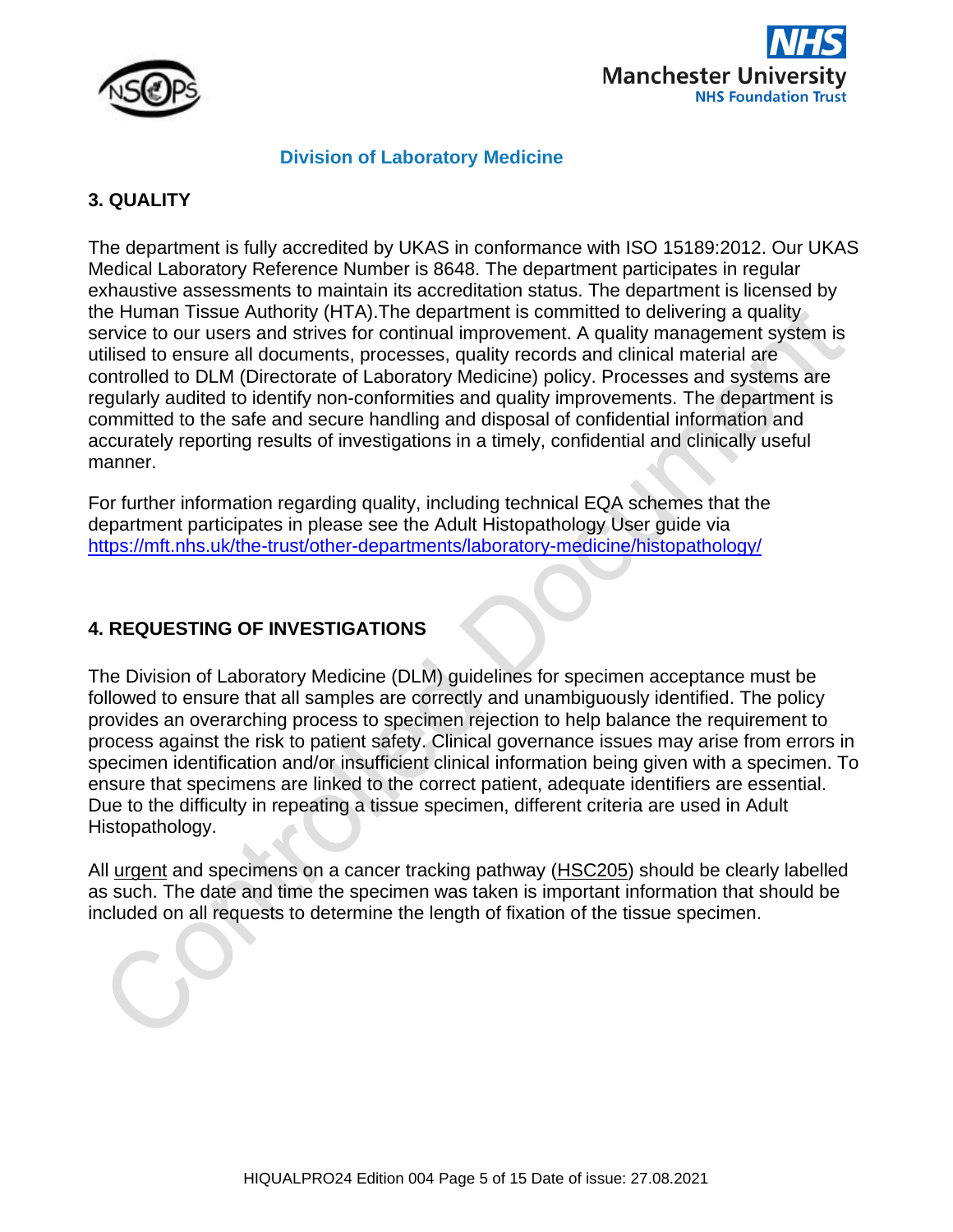## 3. QUALITY

The department is fully accredited by UKAS in conformance with ISO 15189:2012. Our UKAS Medical Laboratory Reference Number is 8648. The department participates in regular exhaustive assessments to maintain its accreditation status. The department is licensed by the Human Tissue Authority (HTA).The department is committed to delivering a quality service to our users and strives for continual improvement. A quality management system is utilised to ensure all documents, processes, quality records and clinical material are controlled to DLM (Directorate of Laboratory Medicine) policy. Processes and systems are regularly audited to identify non-conformities and quality improvements. The department is committed to the safe and secure handling and disposal of confidential information and accurately reporting results of investigations in a timely, confidential and clinically useful manner.

For further information regarding quality, including technical EQA schemes that the department participates in please see the Adult Histopathology User guide via https://mft.nhs.uk/the-trust/other-departments/laboratory-medicine/histopathology/

## 4. REQUESTING OF INVESTIGATIONS

The Division of Laboratory Medicine (DLM) guidelines for specimen acceptance must be followed to ensure that all samples are correctly and unambiguously identified. The policy provides an overarching process to specimen rejection to help balance the requirement to process against the risk to patient safety. Clinical governance issues may arise from errors in specimen identification and/or insufficient clinical information being given with a specimen. To ensure that specimens are linked to the correct patient, adequate identifiers are essential. Due to the difficulty in repeating a tissue specimen, different criteria are used in Adult Histopathology.

All urgent and specimens on a cancer tracking pathway (HSC205) should be clearly labelled as such. The date and time the specimen was taken is important information that should be included on all requests to determine the length of fixation of the tissue specimen.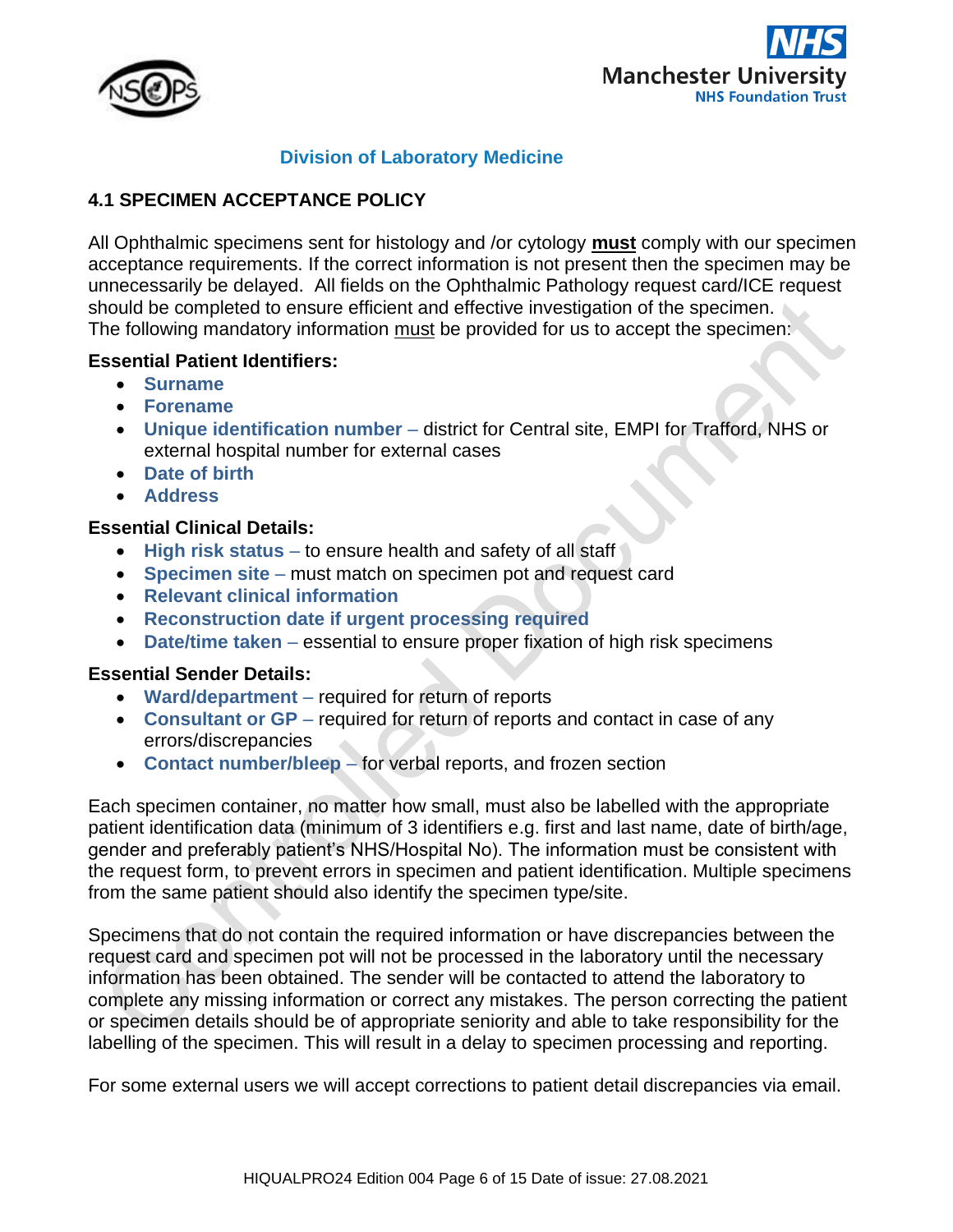### Division of Laboratory Medicine

## 4.1 SPECIMEN ACCEPTANCE POLICY

All Ophthalmic specimens sent for histology and /or cytology **must** comply with our specimen acceptance requirements. If the correct information is not present then the specimen may be unnecessarily be delayed. All fields on the Ophthalmic Pathology request card/ICE request should be completed to ensure efficient and effective investigation of the specimen. The following mandatory information must be provided for us to accept the specimen:

**Essential Patient Identifiers:**

- **Surname**
- **Forename**
- **Unique identification number** – district for Central site, EMPI for Trafford, NHS or external hospital number for external cases
- **Date of birth**
- **Address**

**Essential Clinical Details:**

- **High risk status** – to ensure health and safety of all staff
- **Specimen site** – must match on specimen pot and request card
- **Relevant clinical information**
- **Reconstruction date if urgent processing required**
- **Date/time taken** – essential to ensure proper fixation of high risk specimens

**Essential Sender Details:**

- **Ward/department** – required for return of reports
- **Consultant or GP** – required for return of reports and contact in case of any errors/discrepancies
- **Contact number/bleep** – for verbal reports, and frozen section

Each specimen container, no matter how small, must also be labelled with the appropriate patient identification data (minimum of 3 identifiers e.g. first and last name, date of birth/age, gender and preferably patient's NHS/Hospital No). The information must be consistent with the request form, to prevent errors in specimen and patient identification. Multiple specimens from the same patient should also identify the specimen type/site.

Specimens that do not contain the required information or have discrepancies between the request card and specimen pot will not be processed in the laboratory until the necessary information has been obtained. The sender will be contacted to attend the laboratory to complete any missing information or correct any mistakes. The person correcting the patient or specimen details should be of appropriate seniority and able to take responsibility for the labelling of the specimen. This will result in a delay to specimen processing and reporting.

For some external users we will accept corrections to patient detail discrepancies via email.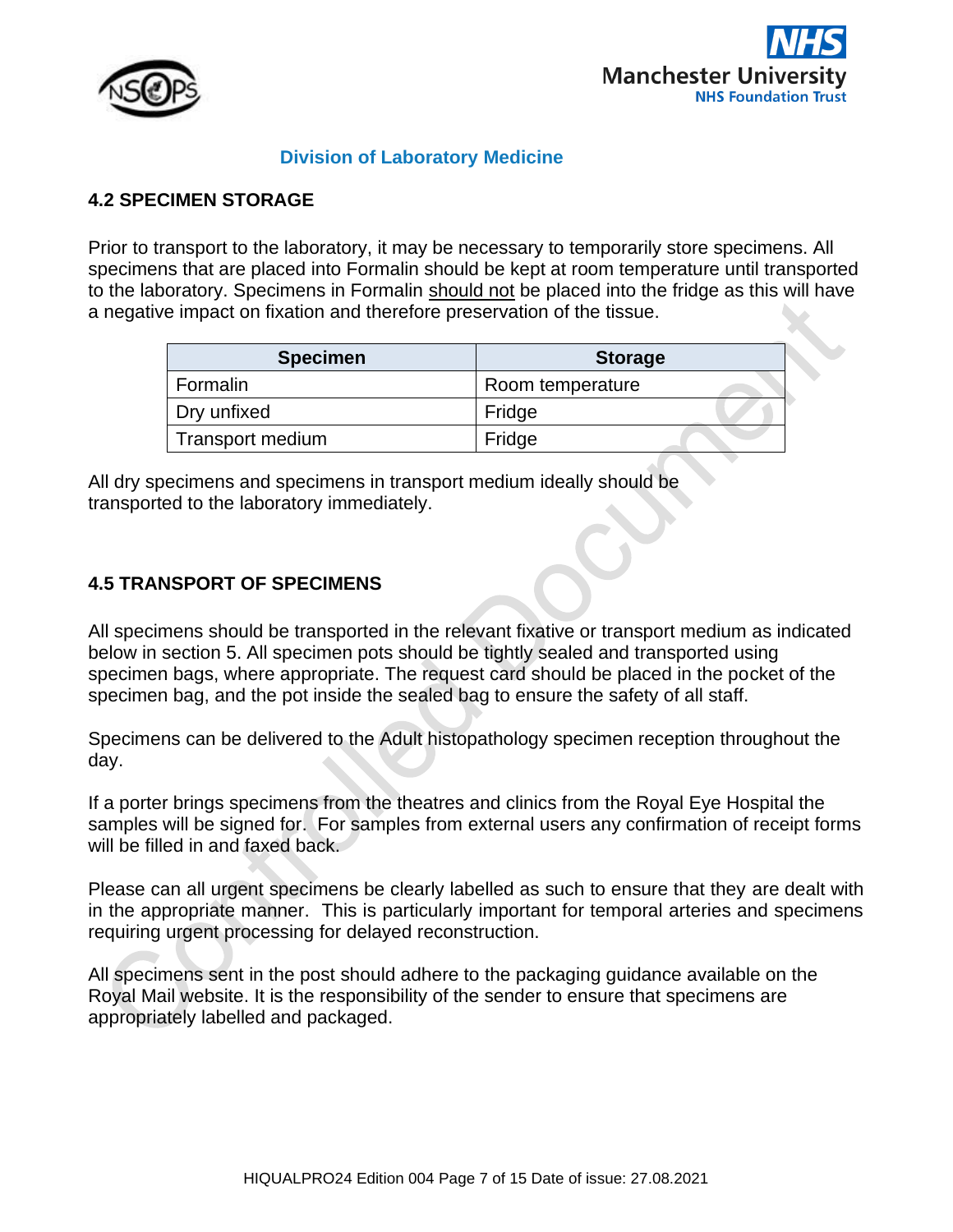**Division of Laboratory Medicine**

## 4.2 SPECIMEN STORAGE

Prior to transport to the laboratory, it may be necessary to temporarily store specimens. All specimens that are placed into Formalin should be kept at room temperature until transported to the laboratory. Specimens in Formalin should not be placed into the fridge as this will have a negative impact on fixation and therefore preservation of the tissue.

| Specimen | Storage |
|---|---|
| Formalin | Room temperature |
| Dry unfixed | Fridge |
| Transport medium | Fridge |

All dry specimens and specimens in transport medium ideally should be transported to the laboratory immediately.

## 4.5 TRANSPORT OF SPECIMENS

All specimens should be transported in the relevant fixative or transport medium as indicated below in section 5. All specimen pots should be tightly sealed and transported using specimen bags, where appropriate. The request card should be placed in the pocket of the specimen bag, and the pot inside the sealed bag to ensure the safety of all staff.

Specimens can be delivered to the Adult histopathology specimen reception throughout the day.

If a porter brings specimens from the theatres and clinics from the Royal Eye Hospital the samples will be signed for. For samples from external users any confirmation of receipt forms will be filled in and faxed back.

Please can all urgent specimens be clearly labelled as such to ensure that they are dealt with in the appropriate manner. This is particularly important for temporal arteries and specimens requiring urgent processing for delayed reconstruction.

All specimens sent in the post should adhere to the packaging guidance available on the Royal Mail website. It is the responsibility of the sender to ensure that specimens are appropriately labelled and packaged.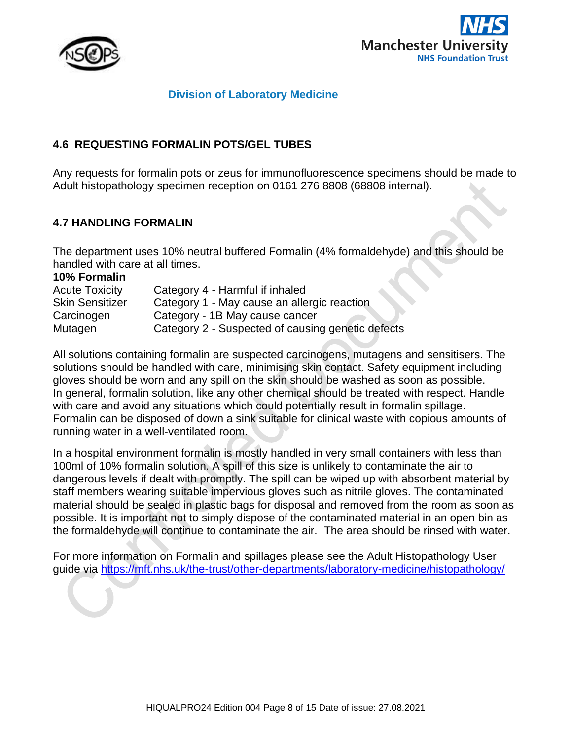**Division of Laboratory Medicine**

## 4.6 REQUESTING FORMALIN POTS/GEL TUBES

Any requests for formalin pots or zeus for immunofluorescence specimens should be made to Adult histopathology specimen reception on 0161 276 8808 (68808 internal).

## 4.7 HANDLING FORMALIN

The department uses 10% neutral buffered Formalin (4% formaldehyde) and this should be handled with care at all times.

**10% Formalin**

| | |
|---|---|
| Acute Toxicity | Category 4 - Harmful if inhaled |
| Skin Sensitizer | Category 1 - May cause an allergic reaction |
| Carcinogen | Category - 1B May cause cancer |
| Mutagen | Category 2 - Suspected of causing genetic defects |

All solutions containing formalin are suspected carcinogens, mutagens and sensitisers. The solutions should be handled with care, minimising skin contact. Safety equipment including gloves should be worn and any spill on the skin should be washed as soon as possible. In general, formalin solution, like any other chemical should be treated with respect. Handle with care and avoid any situations which could potentially result in formalin spillage. Formalin can be disposed of down a sink suitable for clinical waste with copious amounts of running water in a well-ventilated room.

In a hospital environment formalin is mostly handled in very small containers with less than 100ml of 10% formalin solution. A spill of this size is unlikely to contaminate the air to dangerous levels if dealt with promptly. The spill can be wiped up with absorbent material by staff members wearing suitable impervious gloves such as nitrile gloves. The contaminated material should be sealed in plastic bags for disposal and removed from the room as soon as possible. It is important not to simply dispose of the contaminated material in an open bin as the formaldehyde will continue to contaminate the air. The area should be rinsed with water.

For more information on Formalin and spillages please see the Adult Histopathology User guide via https://mft.nhs.uk/the-trust/other-departments/laboratory-medicine/histopathology/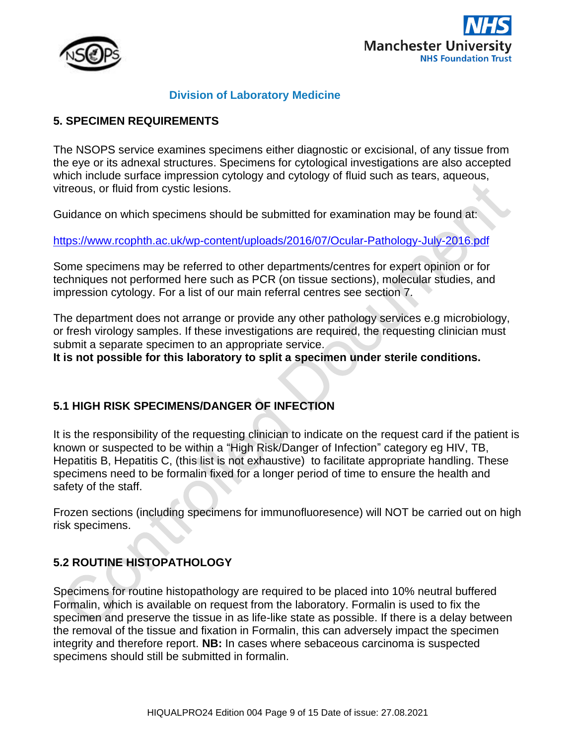Division of Laboratory Medicine

## 5. SPECIMEN REQUIREMENTS

The NSOPS service examines specimens either diagnostic or excisional, of any tissue from the eye or its adnexal structures. Specimens for cytological investigations are also accepted which include surface impression cytology and cytology of fluid such as tears, aqueous, vitreous, or fluid from cystic lesions.

Guidance on which specimens should be submitted for examination may be found at:

https://www.rcophth.ac.uk/wp-content/uploads/2016/07/Ocular-Pathology-July-2016.pdf

Some specimens may be referred to other departments/centres for expert opinion or for techniques not performed here such as PCR (on tissue sections), molecular studies, and impression cytology. For a list of our main referral centres see section 7.

The department does not arrange or provide any other pathology services e.g microbiology, or fresh virology samples. If these investigations are required, the requesting clinician must submit a separate specimen to an appropriate service.
**It is not possible for this laboratory to split a specimen under sterile conditions.**

### 5.1 HIGH RISK SPECIMENS/DANGER OF INFECTION

It is the responsibility of the requesting clinician to indicate on the request card if the patient is known or suspected to be within a "High Risk/Danger of Infection" category eg HIV, TB, Hepatitis B, Hepatitis C, (this list is not exhaustive) to facilitate appropriate handling. These specimens need to be formalin fixed for a longer period of time to ensure the health and safety of the staff.

Frozen sections (including specimens for immunofluoresence) will NOT be carried out on high risk specimens.

### 5.2 ROUTINE HISTOPATHOLOGY

Specimens for routine histopathology are required to be placed into 10% neutral buffered Formalin, which is available on request from the laboratory. Formalin is used to fix the specimen and preserve the tissue in as life-like state as possible. If there is a delay between the removal of the tissue and fixation in Formalin, this can adversely impact the specimen integrity and therefore report. **NB:** In cases where sebaceous carcinoma is suspected specimens should still be submitted in formalin.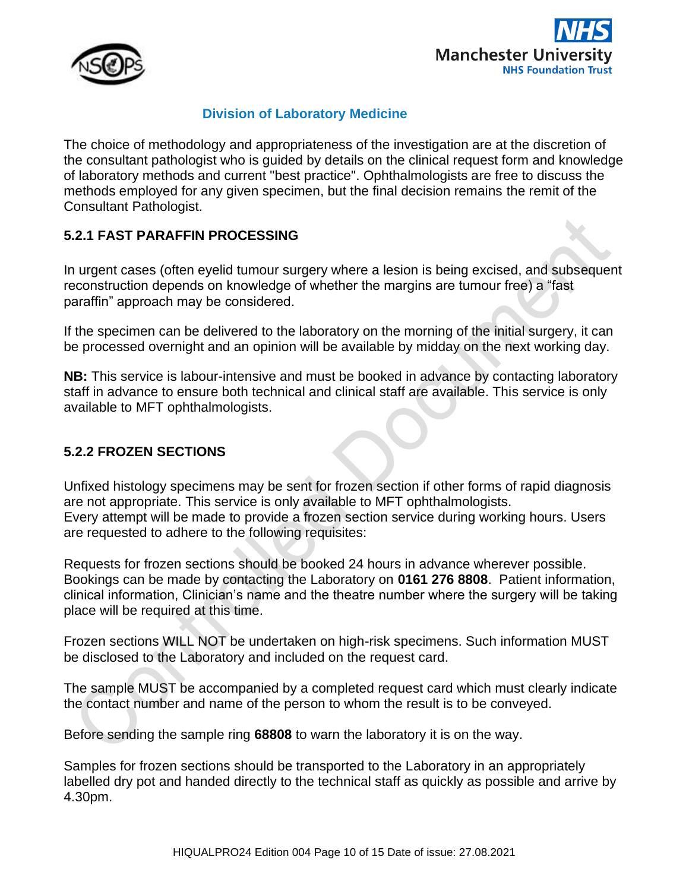## Division of Laboratory Medicine

The choice of methodology and appropriateness of the investigation are at the discretion of the consultant pathologist who is guided by details on the clinical request form and knowledge of laboratory methods and current "best practice". Ophthalmologists are free to discuss the methods employed for any given specimen, but the final decision remains the remit of the Consultant Pathologist.

### 5.2.1 FAST PARAFFIN PROCESSING

In urgent cases (often eyelid tumour surgery where a lesion is being excised, and subsequent reconstruction depends on knowledge of whether the margins are tumour free) a "fast paraffin" approach may be considered.

If the specimen can be delivered to the laboratory on the morning of the initial surgery, it can be processed overnight and an opinion will be available by midday on the next working day.

**NB:** This service is labour-intensive and must be booked in advance by contacting laboratory staff in advance to ensure both technical and clinical staff are available. This service is only available to MFT ophthalmologists.

### 5.2.2 FROZEN SECTIONS

Unfixed histology specimens may be sent for frozen section if other forms of rapid diagnosis are not appropriate. This service is only available to MFT ophthalmologists.
Every attempt will be made to provide a frozen section service during working hours. Users are requested to adhere to the following requisites:

Requests for frozen sections should be booked 24 hours in advance wherever possible. Bookings can be made by contacting the Laboratory on **0161 276 8808**. Patient information, clinical information, Clinician's name and the theatre number where the surgery will be taking place will be required at this time.

Frozen sections WILL NOT be undertaken on high-risk specimens. Such information MUST be disclosed to the Laboratory and included on the request card.

The sample MUST be accompanied by a completed request card which must clearly indicate the contact number and name of the person to whom the result is to be conveyed.

Before sending the sample ring **68808** to warn the laboratory it is on the way.

Samples for frozen sections should be transported to the Laboratory in an appropriately labelled dry pot and handed directly to the technical staff as quickly as possible and arrive by 4.30pm.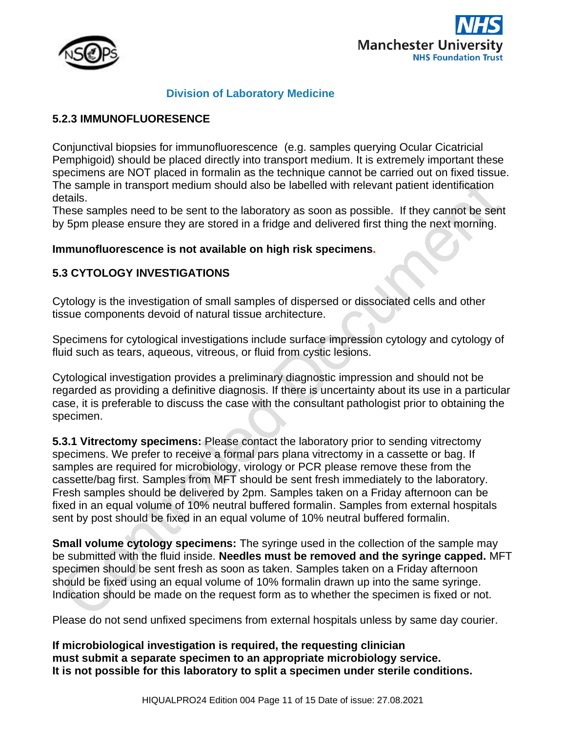Division of Laboratory Medicine

### 5.2.3 IMMUNOFLUORESENCE

Conjunctival biopsies for immunofluorescence (e.g. samples querying Ocular Cicatricial Pemphigoid) should be placed directly into transport medium. It is extremely important these specimens are NOT placed in formalin as the technique cannot be carried out on fixed tissue. The sample in transport medium should also be labelled with relevant patient identification details.
These samples need to be sent to the laboratory as soon as possible. If they cannot be sent by 5pm please ensure they are stored in a fridge and delivered first thing the next morning.

**Immunofluorescence is not available on high risk specimens.**

## 5.3 CYTOLOGY INVESTIGATIONS

Cytology is the investigation of small samples of dispersed or dissociated cells and other tissue components devoid of natural tissue architecture.

Specimens for cytological investigations include surface impression cytology and cytology of fluid such as tears, aqueous, vitreous, or fluid from cystic lesions.

Cytological investigation provides a preliminary diagnostic impression and should not be regarded as providing a definitive diagnosis. If there is uncertainty about its use in a particular case, it is preferable to discuss the case with the consultant pathologist prior to obtaining the specimen.

**5.3.1 Vitrectomy specimens:** Please contact the laboratory prior to sending vitrectomy specimens. We prefer to receive a formal pars plana vitrectomy in a cassette or bag. If samples are required for microbiology, virology or PCR please remove these from the cassette/bag first. Samples from MFT should be sent fresh immediately to the laboratory. Fresh samples should be delivered by 2pm. Samples taken on a Friday afternoon can be fixed in an equal volume of 10% neutral buffered formalin. Samples from external hospitals sent by post should be fixed in an equal volume of 10% neutral buffered formalin.

**Small volume cytology specimens:** The syringe used in the collection of the sample may be submitted with the fluid inside. **Needles must be removed and the syringe capped.** MFT specimen should be sent fresh as soon as taken. Samples taken on a Friday afternoon should be fixed using an equal volume of 10% formalin drawn up into the same syringe. Indication should be made on the request form as to whether the specimen is fixed or not.

Please do not send unfixed specimens from external hospitals unless by same day courier.

**If microbiological investigation is required, the requesting clinician must submit a separate specimen to an appropriate microbiology service. It is not possible for this laboratory to split a specimen under sterile conditions.**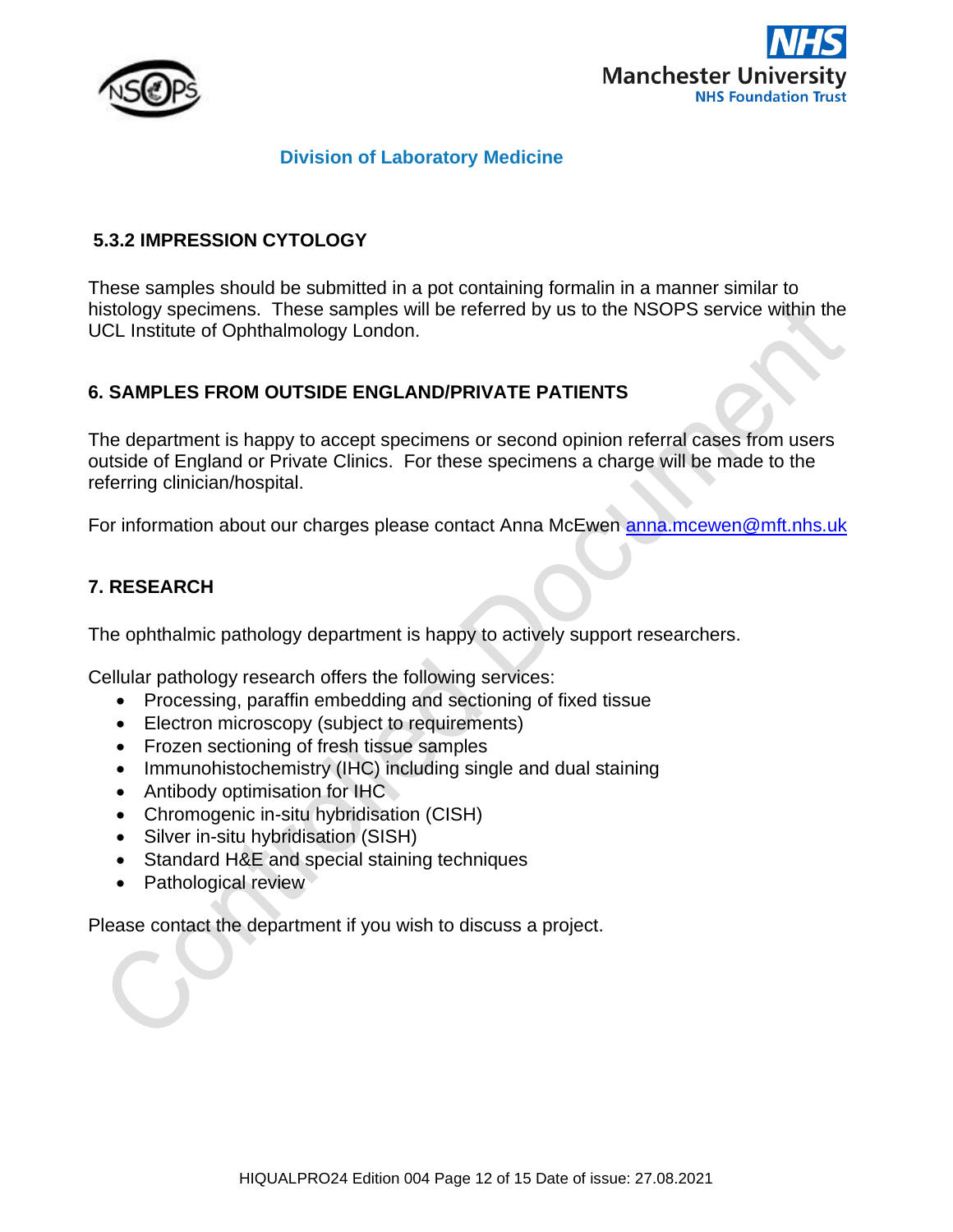### 5.3.2 IMPRESSION CYTOLOGY

These samples should be submitted in a pot containing formalin in a manner similar to histology specimens. These samples will be referred by us to the NSOPS service within the UCL Institute of Ophthalmology London.

## 6. SAMPLES FROM OUTSIDE ENGLAND/PRIVATE PATIENTS

The department is happy to accept specimens or second opinion referral cases from users outside of England or Private Clinics. For these specimens a charge will be made to the referring clinician/hospital.

For information about our charges please contact Anna McEwen anna.mcewen@mft.nhs.uk

## 7. RESEARCH

The ophthalmic pathology department is happy to actively support researchers.

Cellular pathology research offers the following services:

- Processing, paraffin embedding and sectioning of fixed tissue
- Electron microscopy (subject to requirements)
- Frozen sectioning of fresh tissue samples
- Immunohistochemistry (IHC) including single and dual staining
- Antibody optimisation for IHC
- Chromogenic in-situ hybridisation (CISH)
- Silver in-situ hybridisation (SISH)
- Standard H&E and special staining techniques
- Pathological review

Please contact the department if you wish to discuss a project.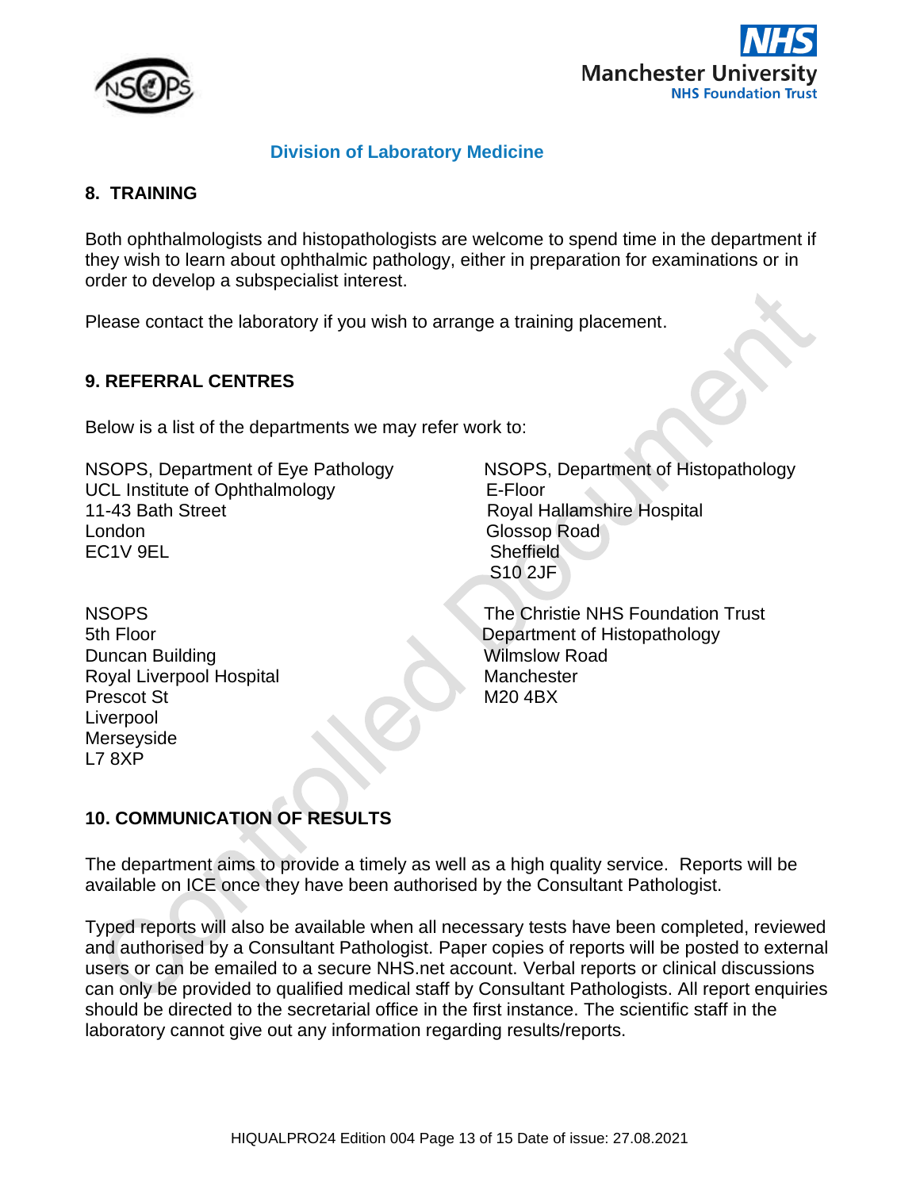Division of Laboratory Medicine

## 8. TRAINING

Both ophthalmologists and histopathologists are welcome to spend time in the department if they wish to learn about ophthalmic pathology, either in preparation for examinations or in order to develop a subspecialist interest.

Please contact the laboratory if you wish to arrange a training placement.

## 9. REFERRAL CENTRES

Below is a list of the departments we may refer work to:

NSOPS, Department of Eye Pathology
UCL Institute of Ophthalmology
11-43 Bath Street
London
EC1V 9EL

NSOPS, Department of Histopathology
E-Floor
Royal Hallamshire Hospital
Glossop Road
Sheffield
S10 2JF

NSOPS
5th Floor
Duncan Building
Royal Liverpool Hospital
Prescot St
Liverpool
Merseyside
L7 8XP

The Christie NHS Foundation Trust
Department of Histopathology
Wilmslow Road
Manchester
M20 4BX

## 10. COMMUNICATION OF RESULTS

The department aims to provide a timely as well as a high quality service. Reports will be available on ICE once they have been authorised by the Consultant Pathologist.

Typed reports will also be available when all necessary tests have been completed, reviewed and authorised by a Consultant Pathologist. Paper copies of reports will be posted to external users or can be emailed to a secure NHS.net account. Verbal reports or clinical discussions can only be provided to qualified medical staff by Consultant Pathologists. All report enquiries should be directed to the secretarial office in the first instance. The scientific staff in the laboratory cannot give out any information regarding results/reports.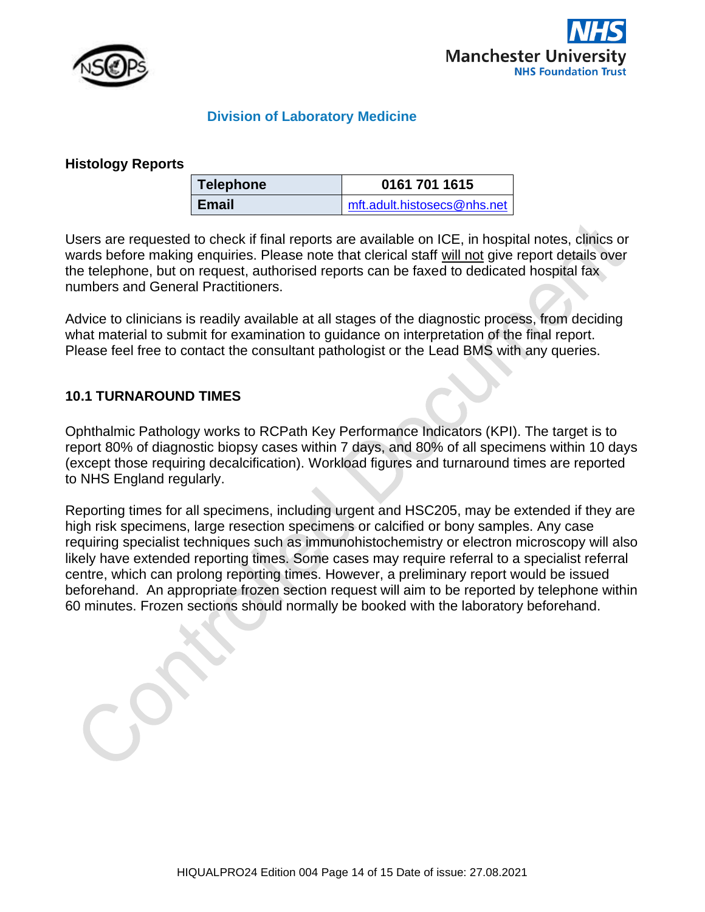**Division of Laboratory Medicine**

**Histology Reports**

| | |
|---|---|
| **Telephone** | **0161 701 1615** |
| **Email** | mft.adult.histosecs@nhs.net |

Users are requested to check if final reports are available on ICE, in hospital notes, clinics or wards before making enquiries. Please note that clerical staff will not give report details over the telephone, but on request, authorised reports can be faxed to dedicated hospital fax numbers and General Practitioners.

Advice to clinicians is readily available at all stages of the diagnostic process, from deciding what material to submit for examination to guidance on interpretation of the final report. Please feel free to contact the consultant pathologist or the Lead BMS with any queries.

## 10.1 TURNAROUND TIMES

Ophthalmic Pathology works to RCPath Key Performance Indicators (KPI). The target is to report 80% of diagnostic biopsy cases within 7 days, and 80% of all specimens within 10 days (except those requiring decalcification). Workload figures and turnaround times are reported to NHS England regularly.

Reporting times for all specimens, including urgent and HSC205, may be extended if they are high risk specimens, large resection specimens or calcified or bony samples. Any case requiring specialist techniques such as immunohistochemistry or electron microscopy will also likely have extended reporting times. Some cases may require referral to a specialist referral centre, which can prolong reporting times. However, a preliminary report would be issued beforehand. An appropriate frozen section request will aim to be reported by telephone within 60 minutes. Frozen sections should normally be booked with the laboratory beforehand.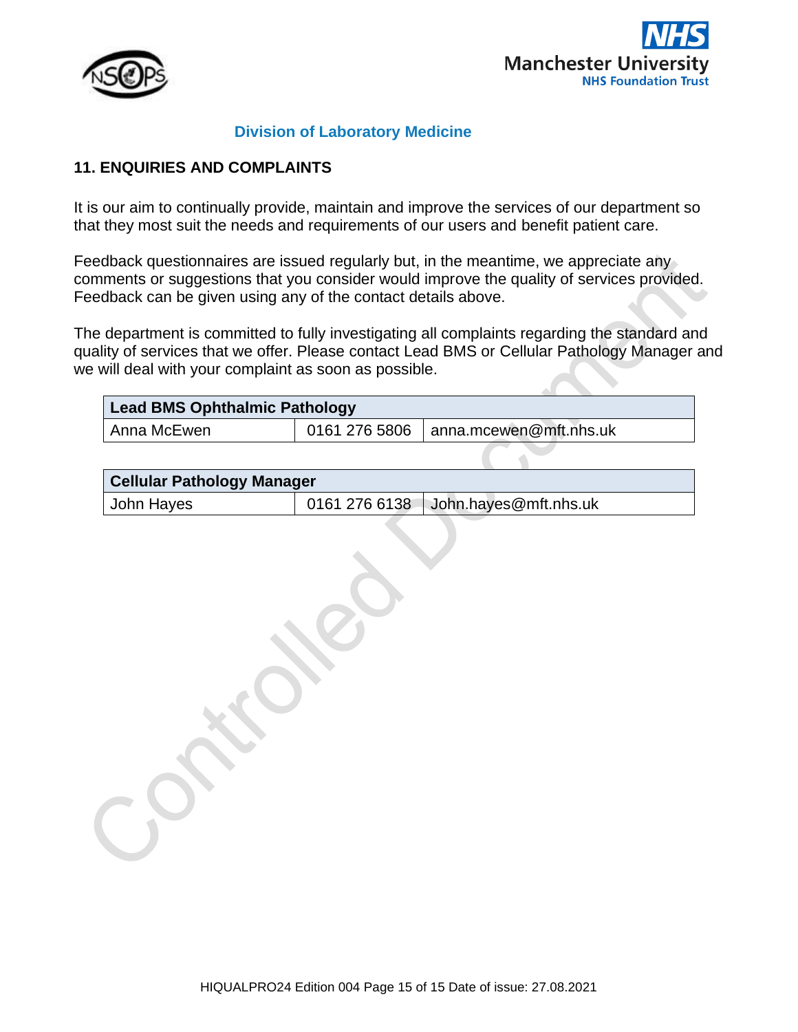## Division of Laboratory Medicine

## 11. ENQUIRIES AND COMPLAINTS

It is our aim to continually provide, maintain and improve the services of our department so that they most suit the needs and requirements of our users and benefit patient care.

Feedback questionnaires are issued regularly but, in the meantime, we appreciate any comments or suggestions that you consider would improve the quality of services provided. Feedback can be given using any of the contact details above.

The department is committed to fully investigating all complaints regarding the standard and quality of services that we offer. Please contact Lead BMS or Cellular Pathology Manager and we will deal with your complaint as soon as possible.

| **Lead BMS Ophthalmic Pathology** | | |
|---|---|---|
| Anna McEwen | 0161 276 5806 | anna.mcewen@mft.nhs.uk |

| **Cellular Pathology Manager** | | |
|---|---|---|
| John Hayes | 0161 276 6138 | John.hayes@mft.nhs.uk |